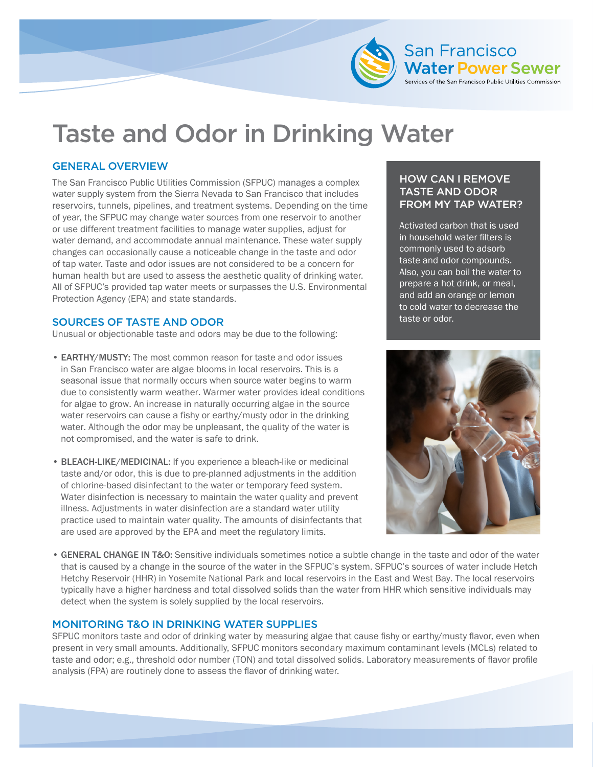San Francisco Water Power Sewer
Services of the San Francisco Public Utilities Commission

# Taste and Odor in Drinking Water

## GENERAL OVERVIEW

The San Francisco Public Utilities Commission (SFPUC) manages a complex water supply system from the Sierra Nevada to San Francisco that includes reservoirs, tunnels, pipelines, and treatment systems. Depending on the time of year, the SFPUC may change water sources from one reservoir to another or use different treatment facilities to manage water supplies, adjust for water demand, and accommodate annual maintenance. These water supply changes can occasionally cause a noticeable change in the taste and odor of tap water. Taste and odor issues are not considered to be a concern for human health but are used to assess the aesthetic quality of drinking water. All of SFPUC's provided tap water meets or surpasses the U.S. Environmental Protection Agency (EPA) and state standards.

## SOURCES OF TASTE AND ODOR

Unusual or objectionable taste and odors may be due to the following:

- **EARTHY/MUSTY:** The most common reason for taste and odor issues in San Francisco water are algae blooms in local reservoirs. This is a seasonal issue that normally occurs when source water begins to warm due to consistently warm weather. Warmer water provides ideal conditions for algae to grow. An increase in naturally occurring algae in the source water reservoirs can cause a fishy or earthy/musty odor in the drinking water. Although the odor may be unpleasant, the quality of the water is not compromised, and the water is safe to drink.
- **BLEACH-LIKE/MEDICINAL:** If you experience a bleach-like or medicinal taste and/or odor, this is due to pre-planned adjustments in the addition of chlorine-based disinfectant to the water or temporary feed system. Water disinfection is necessary to maintain the water quality and prevent illness. Adjustments in water disinfection are a standard water utility practice used to maintain water quality. The amounts of disinfectants that are used are approved by the EPA and meet the regulatory limits.
- **GENERAL CHANGE IN T&O:** Sensitive individuals sometimes notice a subtle change in the taste and odor of the water that is caused by a change in the source of the water in the SFPUC's system. SFPUC's sources of water include Hetch Hetchy Reservoir (HHR) in Yosemite National Park and local reservoirs in the East and West Bay. The local reservoirs typically have a higher hardness and total dissolved solids than the water from HHR which sensitive individuals may detect when the system is solely supplied by the local reservoirs.

## HOW CAN I REMOVE TASTE AND ODOR FROM MY TAP WATER?

Activated carbon that is used in household water filters is commonly used to adsorb taste and odor compounds. Also, you can boil the water to prepare a hot drink, or meal, and add an orange or lemon to cold water to decrease the taste or odor.

## MONITORING T&O IN DRINKING WATER SUPPLIES

SFPUC monitors taste and odor of drinking water by measuring algae that cause fishy or earthy/musty flavor, even when present in very small amounts. Additionally, SFPUC monitors secondary maximum contaminant levels (MCLs) related to taste and odor; e.g., threshold odor number (TON) and total dissolved solids. Laboratory measurements of flavor profile analysis (FPA) are routinely done to assess the flavor of drinking water.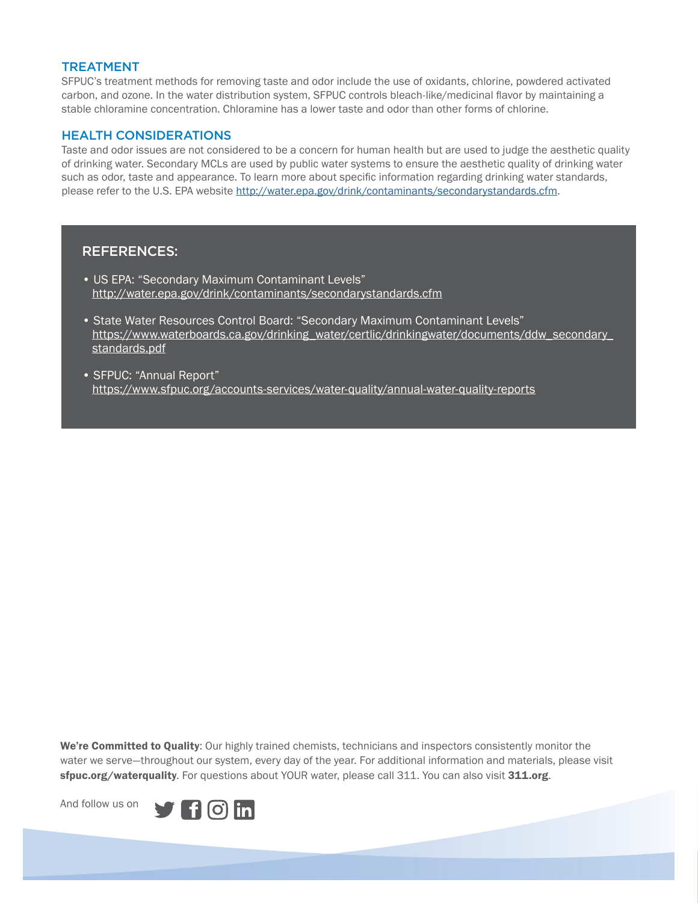## TREATMENT

SFPUC's treatment methods for removing taste and odor include the use of oxidants, chlorine, powdered activated carbon, and ozone. In the water distribution system, SFPUC controls bleach-like/medicinal flavor by maintaining a stable chloramine concentration. Chloramine has a lower taste and odor than other forms of chlorine.

## HEALTH CONSIDERATIONS

Taste and odor issues are not considered to be a concern for human health but are used to judge the aesthetic quality of drinking water. Secondary MCLs are used by public water systems to ensure the aesthetic quality of drinking water such as odor, taste and appearance. To learn more about specific information regarding drinking water standards, please refer to the U.S. EPA website http://water.epa.gov/drink/contaminants/secondarystandards.cfm.

## REFERENCES:

- US EPA: "Secondary Maximum Contaminant Levels"
  http://water.epa.gov/drink/contaminants/secondarystandards.cfm
- State Water Resources Control Board: "Secondary Maximum Contaminant Levels"
  https://www.waterboards.ca.gov/drinking_water/certlic/drinkingwater/documents/ddw_secondary_standards.pdf
- SFPUC: "Annual Report"
  https://www.sfpuc.org/accounts-services/water-quality/annual-water-quality-reports

**We're Committed to Quality**: Our highly trained chemists, technicians and inspectors consistently monitor the water we serve—throughout our system, every day of the year. For additional information and materials, please visit **sfpuc.org/waterquality**. For questions about YOUR water, please call 311. You can also visit **311.org**.

And follow us on